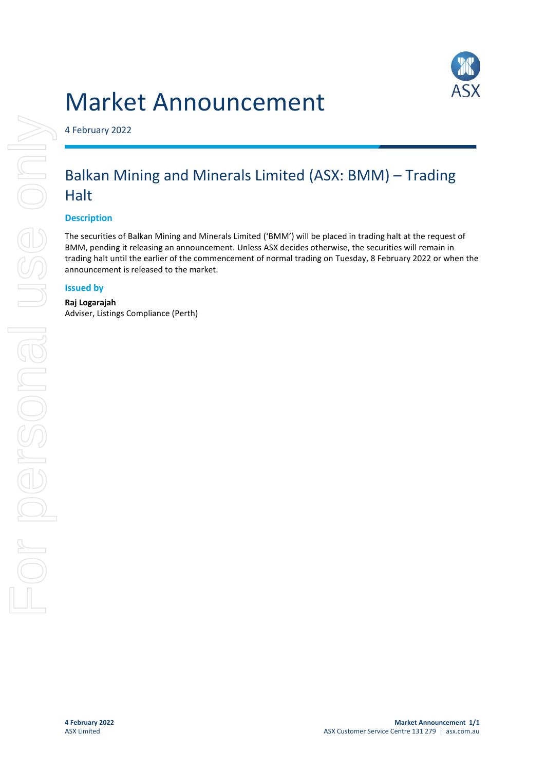# Market Announcement

4 February 2022

## Balkan Mining and Minerals Limited (ASX: BMM) – Trading Halt

### Description

The securities of Balkan Mining and Minerals Limited ('BMM') will be placed in trading halt at the request of BMM, pending it releasing an announcement. Unless ASX decides otherwise, the securities will remain in trading halt until the earlier of the commencement of normal trading on Tuesday, 8 February 2022 or when the announcement is released to the market.

### Issued by

**Raj Logarajah**
Adviser, Listings Compliance (Perth)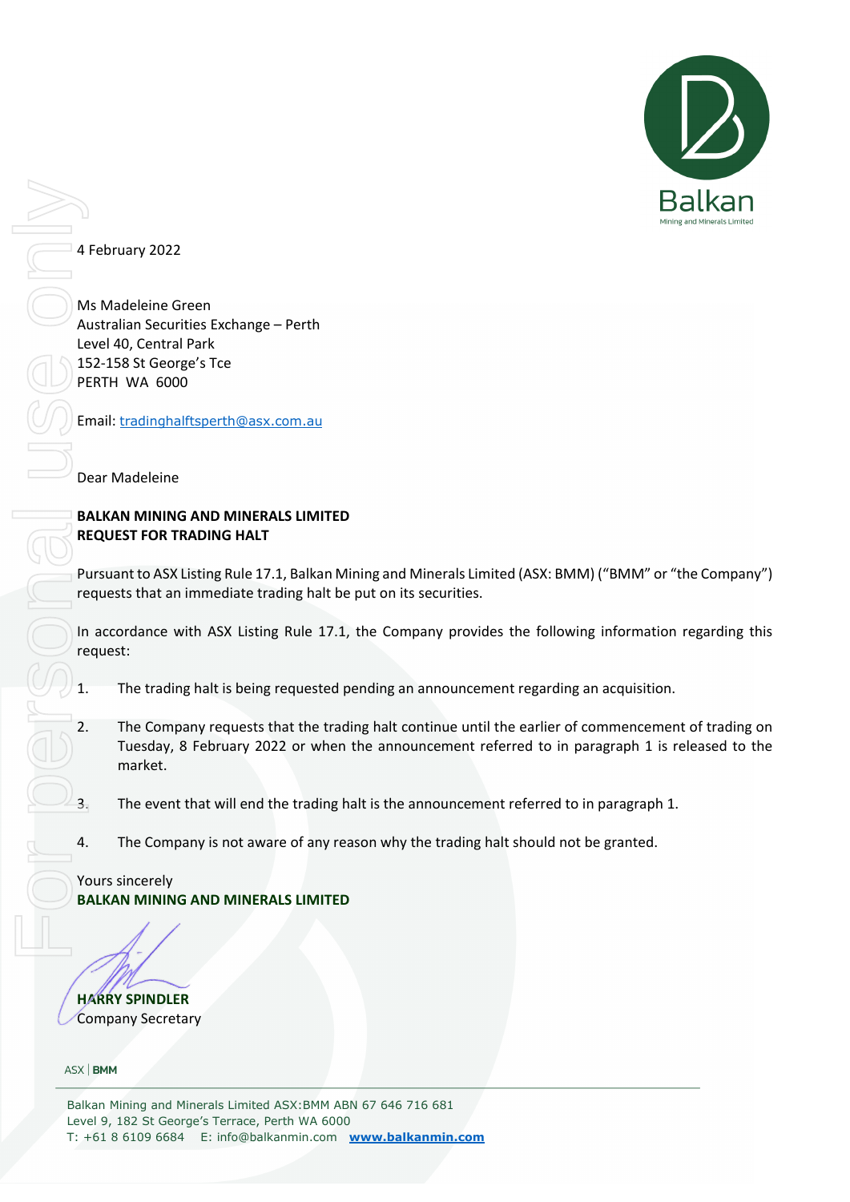4 February 2022

Ms Madeleine Green
Australian Securities Exchange – Perth
Level 40, Central Park
152-158 St George's Tce
PERTH WA 6000

Email: tradinghaltsperth@asx.com.au

Dear Madeleine

**BALKAN MINING AND MINERALS LIMITED**
**REQUEST FOR TRADING HALT**

Pursuant to ASX Listing Rule 17.1, Balkan Mining and Minerals Limited (ASX: BMM) ("BMM" or "the Company") requests that an immediate trading halt be put on its securities.

In accordance with ASX Listing Rule 17.1, the Company provides the following information regarding this request:

1. The trading halt is being requested pending an announcement regarding an acquisition.

2. The Company requests that the trading halt continue until the earlier of commencement of trading on Tuesday, 8 February 2022 or when the announcement referred to in paragraph 1 is released to the market.

3. The event that will end the trading halt is the announcement referred to in paragraph 1.

4. The Company is not aware of any reason why the trading halt should not be granted.

Yours sincerely
**BALKAN MINING AND MINERALS LIMITED**

**HARRY SPINDLER**
Company Secretary

ASX | **BMM**

Balkan Mining and Minerals Limited ASX:BMM ABN 67 646 716 681
Level 9, 182 St George's Terrace, Perth WA 6000
T: +61 8 6109 6684 E: info@balkanmin.com **www.balkanmin.com**